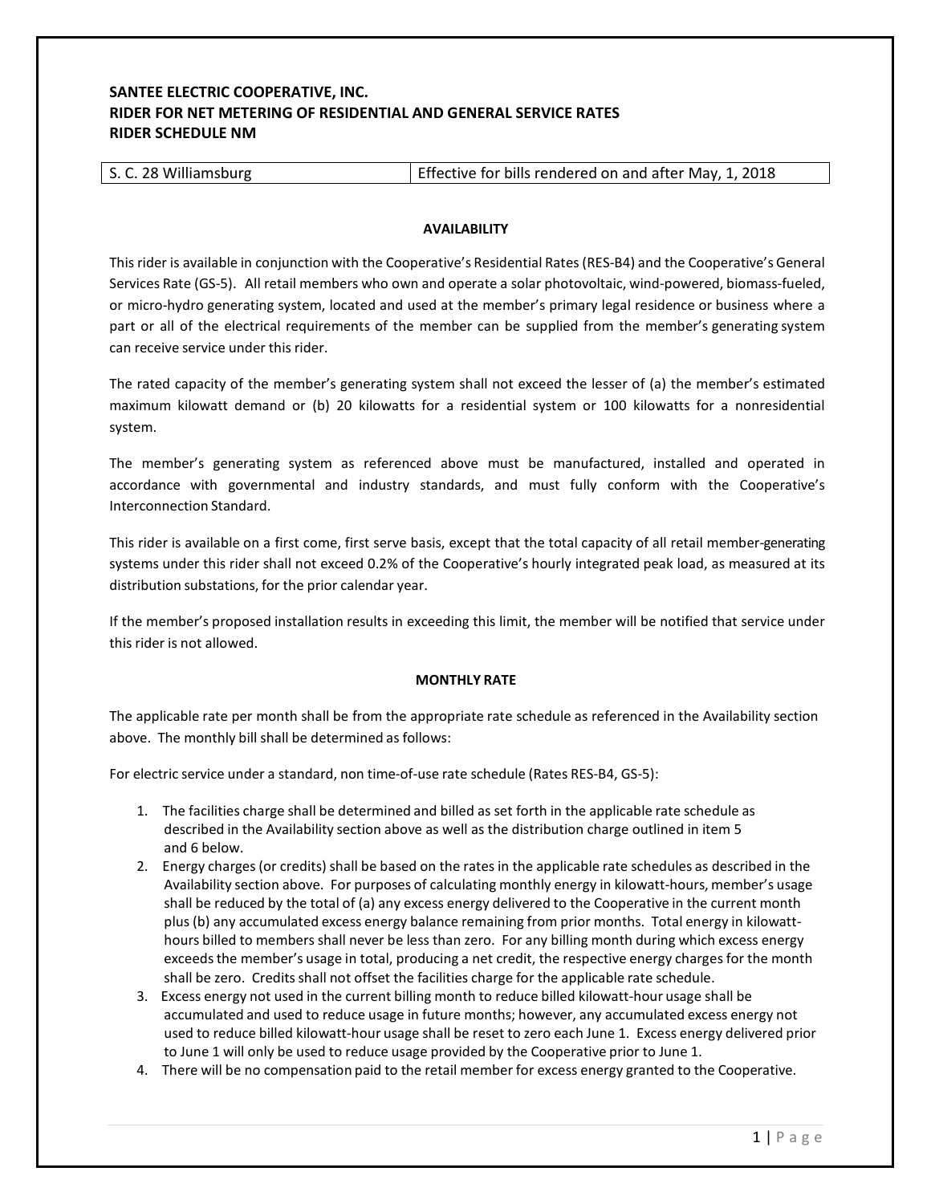# SANTEE ELECTRIC COOPERATIVE, INC.
## RIDER FOR NET METERING OF RESIDENTIAL AND GENERAL SERVICE RATES
## RIDER SCHEDULE NM

| S. C. 28 Williamsburg | Effective for bills rendered on and after May, 1, 2018 |
|---|---|

### AVAILABILITY

This rider is available in conjunction with the Cooperative's Residential Rates (RES-B4) and the Cooperative's General Services Rate (GS-5). All retail members who own and operate a solar photovoltaic, wind-powered, biomass-fueled, or micro-hydro generating system, located and used at the member's primary legal residence or business where a part or all of the electrical requirements of the member can be supplied from the member's generating system can receive service under this rider.

The rated capacity of the member's generating system shall not exceed the lesser of (a) the member's estimated maximum kilowatt demand or (b) 20 kilowatts for a residential system or 100 kilowatts for a nonresidential system.

The member's generating system as referenced above must be manufactured, installed and operated in accordance with governmental and industry standards, and must fully conform with the Cooperative's Interconnection Standard.

This rider is available on a first come, first serve basis, except that the total capacity of all retail member-generating systems under this rider shall not exceed 0.2% of the Cooperative's hourly integrated peak load, as measured at its distribution substations, for the prior calendar year.

If the member's proposed installation results in exceeding this limit, the member will be notified that service under this rider is not allowed.

### MONTHLY RATE

The applicable rate per month shall be from the appropriate rate schedule as referenced in the Availability section above. The monthly bill shall be determined as follows:

For electric service under a standard, non time-of-use rate schedule (Rates RES-B4, GS-5):

1. The facilities charge shall be determined and billed as set forth in the applicable rate schedule as described in the Availability section above as well as the distribution charge outlined in item 5 and 6 below.
2. Energy charges (or credits) shall be based on the rates in the applicable rate schedules as described in the Availability section above. For purposes of calculating monthly energy in kilowatt-hours, member's usage shall be reduced by the total of (a) any excess energy delivered to the Cooperative in the current month plus (b) any accumulated excess energy balance remaining from prior months. Total energy in kilowatt-hours billed to members shall never be less than zero. For any billing month during which excess energy exceeds the member's usage in total, producing a net credit, the respective energy charges for the month shall be zero. Credits shall not offset the facilities charge for the applicable rate schedule.
3. Excess energy not used in the current billing month to reduce billed kilowatt-hour usage shall be accumulated and used to reduce usage in future months; however, any accumulated excess energy not used to reduce billed kilowatt-hour usage shall be reset to zero each June 1. Excess energy delivered prior to June 1 will only be used to reduce usage provided by the Cooperative prior to June 1.
4. There will be no compensation paid to the retail member for excess energy granted to the Cooperative.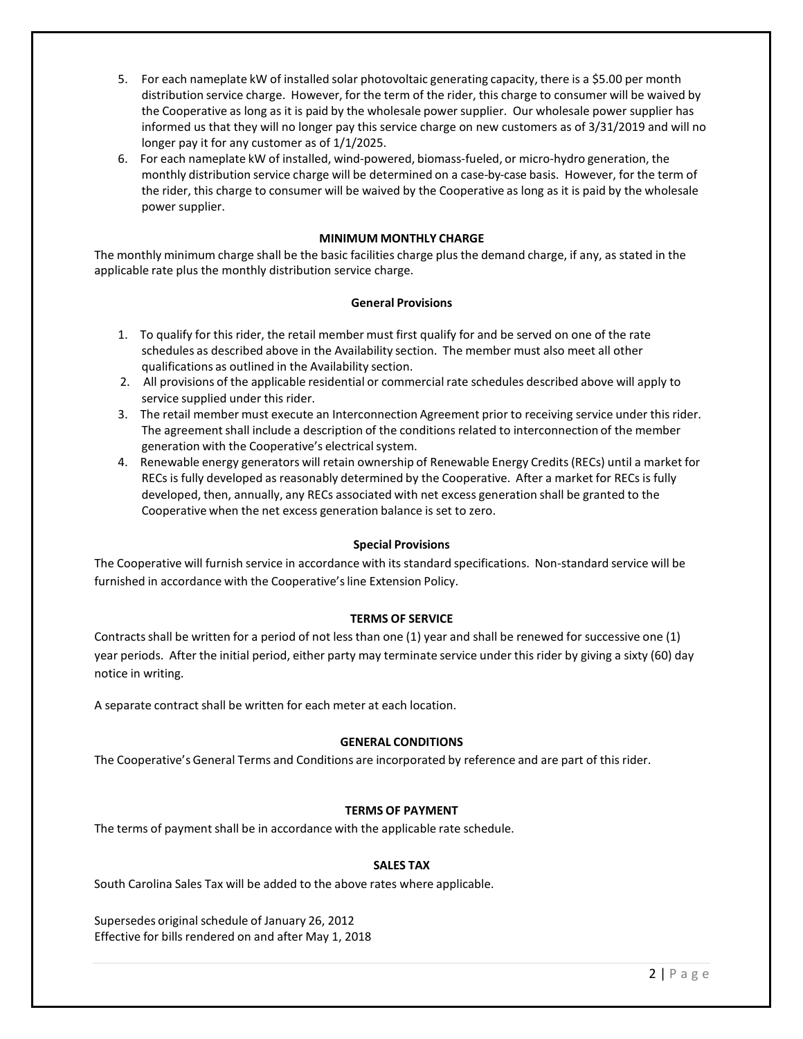5. For each nameplate kW of installed solar photovoltaic generating capacity, there is a $5.00 per month distribution service charge. However, for the term of the rider, this charge to consumer will be waived by the Cooperative as long as it is paid by the wholesale power supplier. Our wholesale power supplier has informed us that they will no longer pay this service charge on new customers as of 3/31/2019 and will no longer pay it for any customer as of 1/1/2025.
6. For each nameplate kW of installed, wind-powered, biomass-fueled, or micro-hydro generation, the monthly distribution service charge will be determined on a case-by-case basis. However, for the term of the rider, this charge to consumer will be waived by the Cooperative as long as it is paid by the wholesale power supplier.

## MINIMUM MONTHLY CHARGE

The monthly minimum charge shall be the basic facilities charge plus the demand charge, if any, as stated in the applicable rate plus the monthly distribution service charge.

## General Provisions

1. To qualify for this rider, the retail member must first qualify for and be served on one of the rate schedules as described above in the Availability section. The member must also meet all other qualifications as outlined in the Availability section.
2. All provisions of the applicable residential or commercial rate schedules described above will apply to service supplied under this rider.
3. The retail member must execute an Interconnection Agreement prior to receiving service under this rider. The agreement shall include a description of the conditions related to interconnection of the member generation with the Cooperative's electrical system.
4. Renewable energy generators will retain ownership of Renewable Energy Credits (RECs) until a market for RECs is fully developed as reasonably determined by the Cooperative. After a market for RECs is fully developed, then, annually, any RECs associated with net excess generation shall be granted to the Cooperative when the net excess generation balance is set to zero.

## Special Provisions

The Cooperative will furnish service in accordance with its standard specifications. Non-standard service will be furnished in accordance with the Cooperative's line Extension Policy.

## TERMS OF SERVICE

Contracts shall be written for a period of not less than one (1) year and shall be renewed for successive one (1) year periods. After the initial period, either party may terminate service under this rider by giving a sixty (60) day notice in writing.

A separate contract shall be written for each meter at each location.

## GENERAL CONDITIONS

The Cooperative's General Terms and Conditions are incorporated by reference and are part of this rider.

## TERMS OF PAYMENT

The terms of payment shall be in accordance with the applicable rate schedule.

## SALES TAX

South Carolina Sales Tax will be added to the above rates where applicable.

Supersedes original schedule of January 26, 2012
Effective for bills rendered on and after May 1, 2018